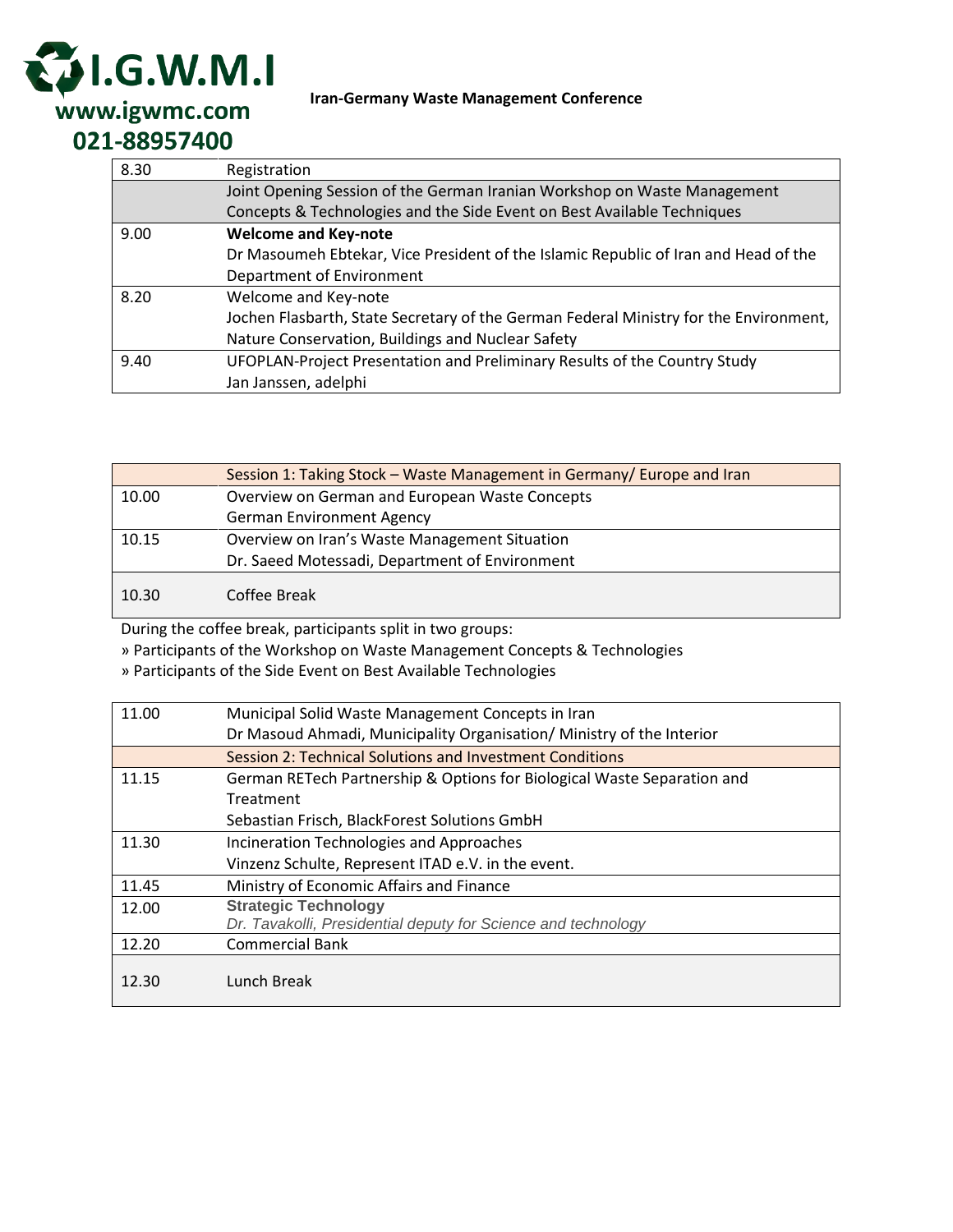# I.G.W.M.I

**www.igwmc.com**

**021-88957400**

**Iran-Germany Waste Management Conference**

| | |
|---|---|
| 8.30 | Registration |
| | Joint Opening Session of the German Iranian Workshop on Waste Management Concepts & Technologies and the Side Event on Best Available Techniques |
| 9.00 | **Welcome and Key-note**<br>Dr Masoumeh Ebtekar, Vice President of the Islamic Republic of Iran and Head of the Department of Environment |
| 8.20 | Welcome and Key-note<br>Jochen Flasbarth, State Secretary of the German Federal Ministry for the Environment, Nature Conservation, Buildings and Nuclear Safety |
| 9.40 | UFOPLAN-Project Presentation and Preliminary Results of the Country Study<br>Jan Janssen, adelphi |

| | |
|---|---|
| | Session 1: Taking Stock – Waste Management in Germany/ Europe and Iran |
| 10.00 | Overview on German and European Waste Concepts<br>German Environment Agency |
| 10.15 | Overview on Iran's Waste Management Situation<br>Dr. Saeed Motessadi, Department of Environment |
| 10.30 | Coffee Break |

During the coffee break, participants split in two groups:

» Participants of the Workshop on Waste Management Concepts & Technologies

» Participants of the Side Event on Best Available Technologies

| | |
|---|---|
| 11.00 | Municipal Solid Waste Management Concepts in Iran<br>Dr Masoud Ahmadi, Municipality Organisation/ Ministry of the Interior |
| | Session 2: Technical Solutions and Investment Conditions |
| 11.15 | German RETech Partnership & Options for Biological Waste Separation and Treatment<br>Sebastian Frisch, BlackForest Solutions GmbH |
| 11.30 | Incineration Technologies and Approaches<br>Vinzenz Schulte, Represent ITAD e.V. in the event. |
| 11.45 | Ministry of Economic Affairs and Finance |
| 12.00 | **Strategic Technology**<br>*Dr. Tavakolli, Presidential deputy for Science and technology* |
| 12.20 | Commercial Bank |
| 12.30 | Lunch Break |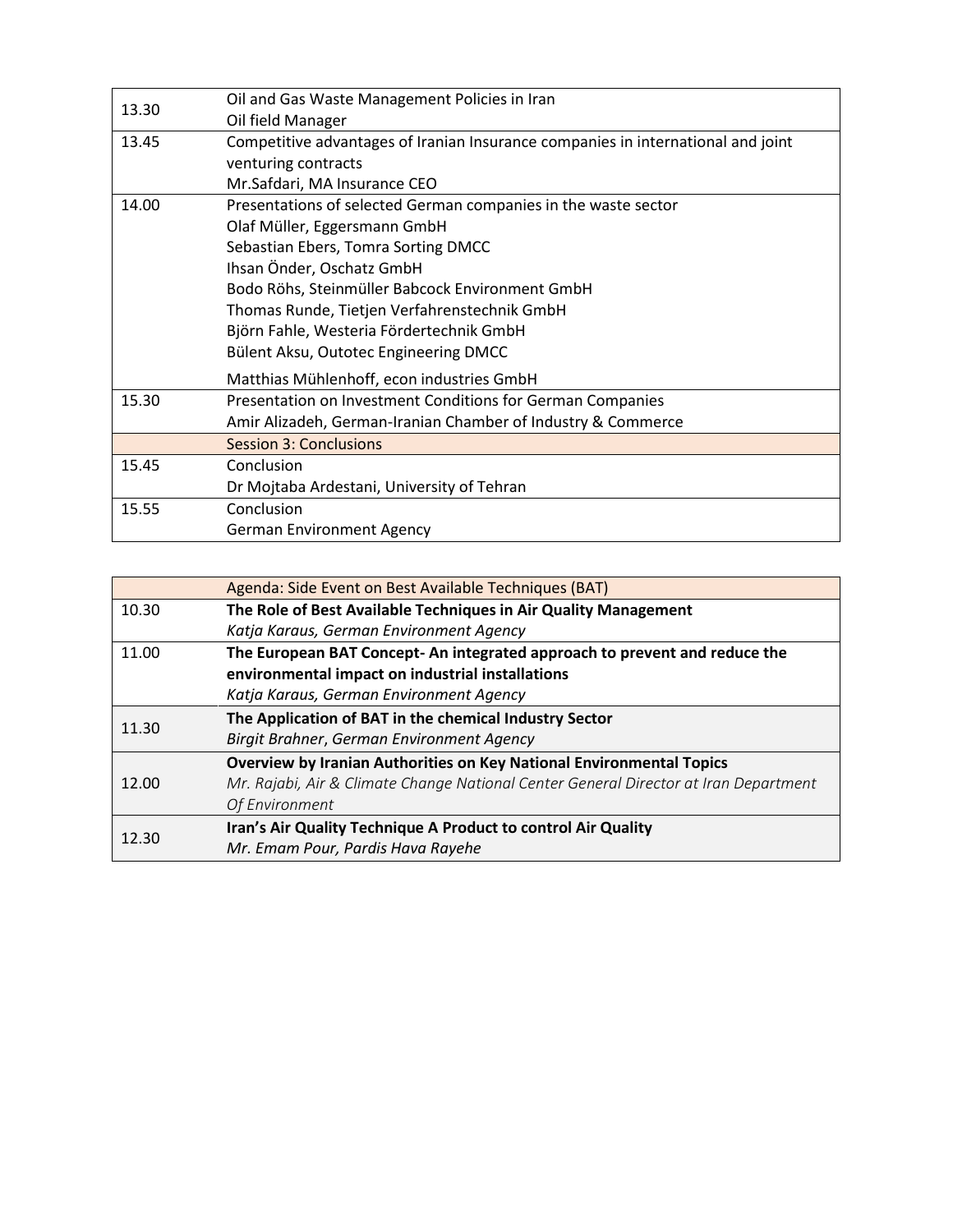| | |
|---|---|
| 13.30 | Oil and Gas Waste Management Policies in Iran<br>Oil field Manager |
| 13.45 | Competitive advantages of Iranian Insurance companies in international and joint venturing contracts<br>Mr.Safdari, MA Insurance CEO |
| 14.00 | Presentations of selected German companies in the waste sector<br>Olaf Müller, Eggersmann GmbH<br>Sebastian Ebers, Tomra Sorting DMCC<br>Ihsan Önder, Oschatz GmbH<br>Bodo Röhs, Steinmüller Babcock Environment GmbH<br>Thomas Runde, Tietjen Verfahrenstechnik GmbH<br>Björn Fahle, Westeria Fördertechnik GmbH<br>Bülent Aksu, Outotec Engineering DMCC<br>Matthias Mühlenhoff, econ industries GmbH |
| 15.30 | Presentation on Investment Conditions for German Companies<br>Amir Alizadeh, German-Iranian Chamber of Industry & Commerce |
| | Session 3: Conclusions |
| 15.45 | Conclusion<br>Dr Mojtaba Ardestani, University of Tehran |
| 15.55 | Conclusion<br>German Environment Agency |

| | Agenda: Side Event on Best Available Techniques (BAT) |
|---|---|
| 10.30 | **The Role of Best Available Techniques in Air Quality Management**<br>*Katja Karaus, German Environment Agency* |
| 11.00 | **The European BAT Concept- An integrated approach to prevent and reduce the environmental impact on industrial installations**<br>*Katja Karaus, German Environment Agency* |
| 11.30 | **The Application of BAT in the chemical Industry Sector**<br>*Birgit Brahner, German Environment Agency* |
| 12.00 | **Overview by Iranian Authorities on Key National Environmental Topics**<br>*Mr. Rajabi, Air & Climate Change National Center General Director at Iran Department Of Environment* |
| 12.30 | **Iran's Air Quality Technique A Product to control Air Quality**<br>*Mr. Emam Pour, Pardis Hava Rayehe* |